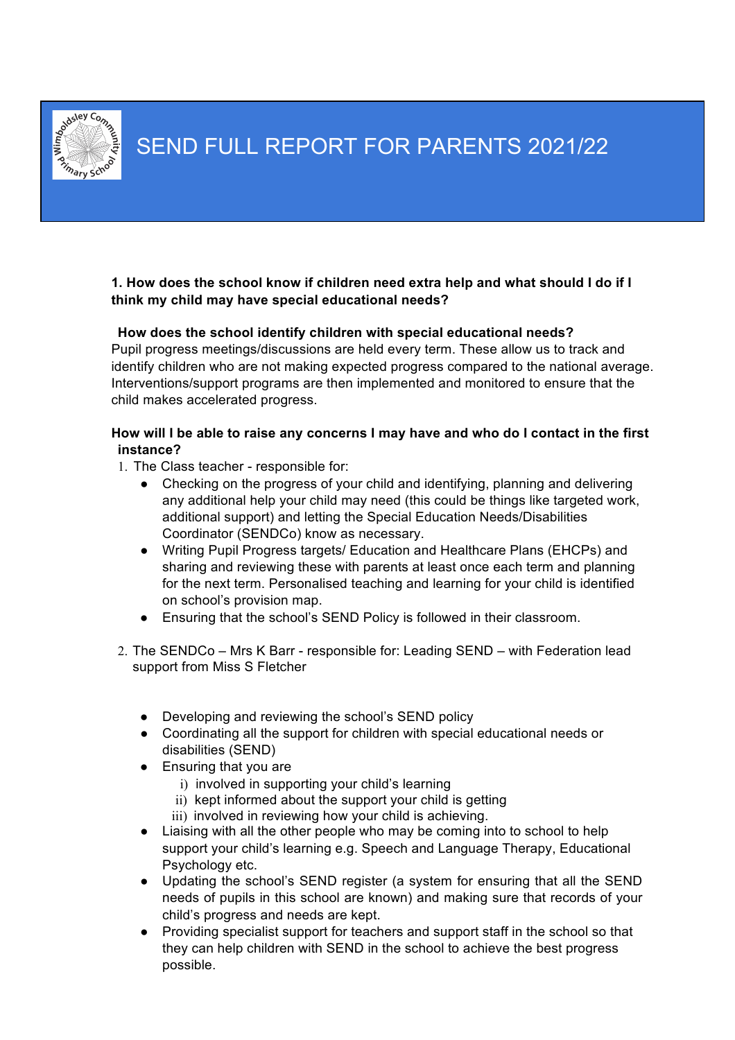# SEND FULL REPORT FOR PARENTS 2021/22

**1. How does the school know if children need extra help and what should I do if I think my child may have special educational needs?**

**How does the school identify children with special educational needs?**

Pupil progress meetings/discussions are held every term. These allow us to track and identify children who are not making expected progress compared to the national average. Interventions/support programs are then implemented and monitored to ensure that the child makes accelerated progress.

**How will I be able to raise any concerns I may have and who do I contact in the first instance?**

1. The Class teacher - responsible for:
   - Checking on the progress of your child and identifying, planning and delivering any additional help your child may need (this could be things like targeted work, additional support) and letting the Special Education Needs/Disabilities Coordinator (SENDCo) know as necessary.
   - Writing Pupil Progress targets/ Education and Healthcare Plans (EHCPs) and sharing and reviewing these with parents at least once each term and planning for the next term. Personalised teaching and learning for your child is identified on school's provision map.
   - Ensuring that the school's SEND Policy is followed in their classroom.

2. The SENDCo – Mrs K Barr - responsible for: Leading SEND – with Federation lead support from Miss S Fletcher

   - Developing and reviewing the school's SEND policy
   - Coordinating all the support for children with special educational needs or disabilities (SEND)
   - Ensuring that you are
     1. involved in supporting your child's learning
     2. kept informed about the support your child is getting
     3. involved in reviewing how your child is achieving.
   - Liaising with all the other people who may be coming into to school to help support your child's learning e.g. Speech and Language Therapy, Educational Psychology etc.
   - Updating the school's SEND register (a system for ensuring that all the SEND needs of pupils in this school are known) and making sure that records of your child's progress and needs are kept.
   - Providing specialist support for teachers and support staff in the school so that they can help children with SEND in the school to achieve the best progress possible.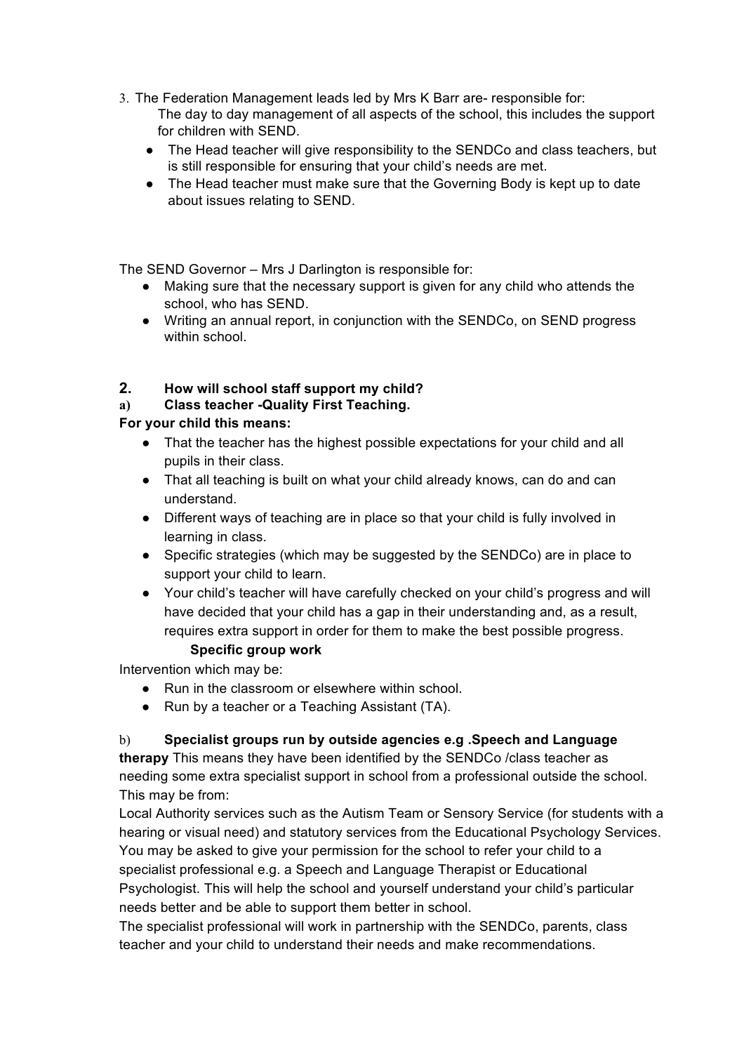3. The Federation Management leads led by Mrs K Barr are- responsible for:

   The day to day management of all aspects of the school, this includes the support for children with SEND.

   - The Head teacher will give responsibility to the SENDCo and class teachers, but is still responsible for ensuring that your child's needs are met.
   - The Head teacher must make sure that the Governing Body is kept up to date about issues relating to SEND.

The SEND Governor – Mrs J Darlington is responsible for:

- Making sure that the necessary support is given for any child who attends the school, who has SEND.
- Writing an annual report, in conjunction with the SENDCo, on SEND progress within school.

### 2. How will school staff support my child?

**a) Class teacher -Quality First Teaching.**

**For your child this means:**

- That the teacher has the highest possible expectations for your child and all pupils in their class.
- That all teaching is built on what your child already knows, can do and can understand.
- Different ways of teaching are in place so that your child is fully involved in learning in class.
- Specific strategies (which may be suggested by the SENDCo) are in place to support your child to learn.
- Your child's teacher will have carefully checked on your child's progress and will have decided that your child has a gap in their understanding and, as a result, requires extra support in order for them to make the best possible progress.

**Specific group work**

Intervention which may be:

- Run in the classroom or elsewhere within school.
- Run by a teacher or a Teaching Assistant (TA).

**b) Specialist groups run by outside agencies e.g .Speech and Language therapy** This means they have been identified by the SENDCo /class teacher as needing some extra specialist support in school from a professional outside the school. This may be from:

Local Authority services such as the Autism Team or Sensory Service (for students with a hearing or visual need) and statutory services from the Educational Psychology Services. You may be asked to give your permission for the school to refer your child to a specialist professional e.g. a Speech and Language Therapist or Educational Psychologist. This will help the school and yourself understand your child's particular needs better and be able to support them better in school.

The specialist professional will work in partnership with the SENDCo, parents, class teacher and your child to understand their needs and make recommendations.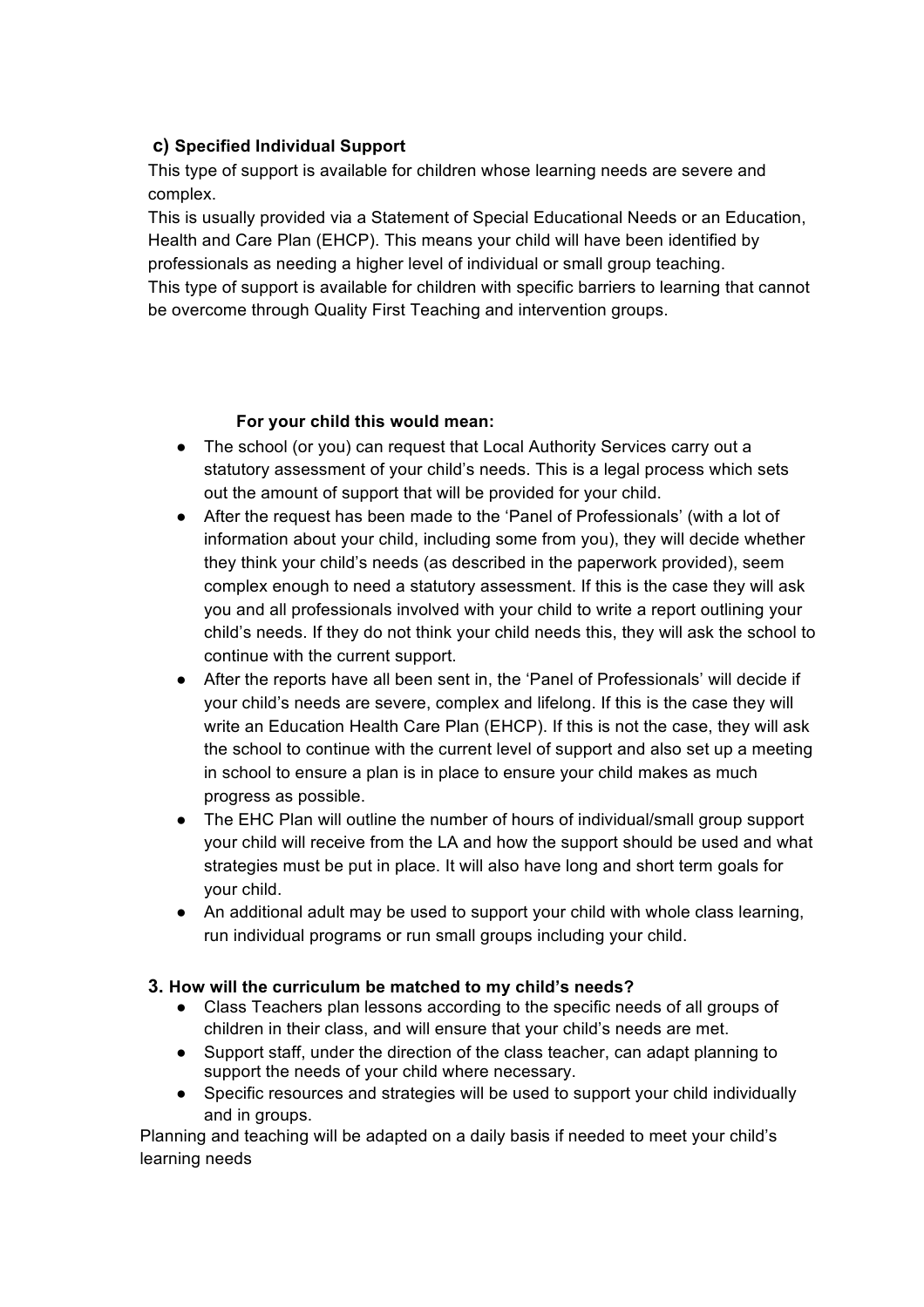### c) Specified Individual Support

This type of support is available for children whose learning needs are severe and complex.

This is usually provided via a Statement of Special Educational Needs or an Education, Health and Care Plan (EHCP). This means your child will have been identified by professionals as needing a higher level of individual or small group teaching.

This type of support is available for children with specific barriers to learning that cannot be overcome through Quality First Teaching and intervention groups.

**For your child this would mean:**

- The school (or you) can request that Local Authority Services carry out a statutory assessment of your child's needs. This is a legal process which sets out the amount of support that will be provided for your child.
- After the request has been made to the 'Panel of Professionals' (with a lot of information about your child, including some from you), they will decide whether they think your child's needs (as described in the paperwork provided), seem complex enough to need a statutory assessment. If this is the case they will ask you and all professionals involved with your child to write a report outlining your child's needs. If they do not think your child needs this, they will ask the school to continue with the current support.
- After the reports have all been sent in, the 'Panel of Professionals' will decide if your child's needs are severe, complex and lifelong. If this is the case they will write an Education Health Care Plan (EHCP). If this is not the case, they will ask the school to continue with the current level of support and also set up a meeting in school to ensure a plan is in place to ensure your child makes as much progress as possible.
- The EHC Plan will outline the number of hours of individual/small group support your child will receive from the LA and how the support should be used and what strategies must be put in place. It will also have long and short term goals for your child.
- An additional adult may be used to support your child with whole class learning, run individual programs or run small groups including your child.

### 3. How will the curriculum be matched to my child's needs?

- Class Teachers plan lessons according to the specific needs of all groups of children in their class, and will ensure that your child's needs are met.
- Support staff, under the direction of the class teacher, can adapt planning to support the needs of your child where necessary.
- Specific resources and strategies will be used to support your child individually and in groups.

Planning and teaching will be adapted on a daily basis if needed to meet your child's learning needs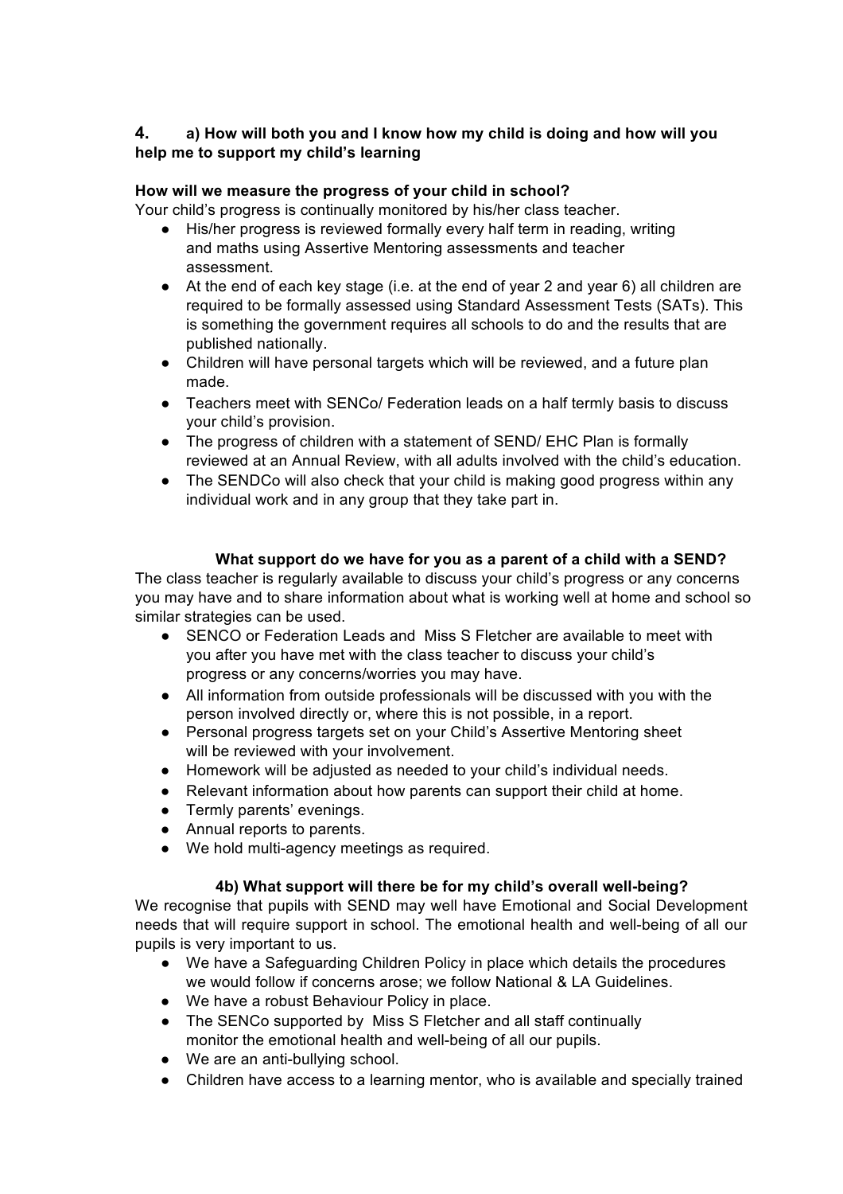## 4. a) How will both you and I know how my child is doing and how will you help me to support my child's learning

**How will we measure the progress of your child in school?**

Your child's progress is continually monitored by his/her class teacher.

- His/her progress is reviewed formally every half term in reading, writing and maths using Assertive Mentoring assessments and teacher assessment.
- At the end of each key stage (i.e. at the end of year 2 and year 6) all children are required to be formally assessed using Standard Assessment Tests (SATs). This is something the government requires all schools to do and the results that are published nationally.
- Children will have personal targets which will be reviewed, and a future plan made.
- Teachers meet with SENCo/ Federation leads on a half termly basis to discuss your child's provision.
- The progress of children with a statement of SEND/ EHC Plan is formally reviewed at an Annual Review, with all adults involved with the child's education.
- The SENDCo will also check that your child is making good progress within any individual work and in any group that they take part in.

**What support do we have for you as a parent of a child with a SEND?**

The class teacher is regularly available to discuss your child's progress or any concerns you may have and to share information about what is working well at home and school so similar strategies can be used.

- SENCO or Federation Leads and Miss S Fletcher are available to meet with you after you have met with the class teacher to discuss your child's progress or any concerns/worries you may have.
- All information from outside professionals will be discussed with you with the person involved directly or, where this is not possible, in a report.
- Personal progress targets set on your Child's Assertive Mentoring sheet will be reviewed with your involvement.
- Homework will be adjusted as needed to your child's individual needs.
- Relevant information about how parents can support their child at home.
- Termly parents' evenings.
- Annual reports to parents.
- We hold multi-agency meetings as required.

## 4b) What support will there be for my child's overall well-being?

We recognise that pupils with SEND may well have Emotional and Social Development needs that will require support in school. The emotional health and well-being of all our pupils is very important to us.

- We have a Safeguarding Children Policy in place which details the procedures we would follow if concerns arose; we follow National & LA Guidelines.
- We have a robust Behaviour Policy in place.
- The SENCo supported by Miss S Fletcher and all staff continually monitor the emotional health and well-being of all our pupils.
- We are an anti-bullying school.
- Children have access to a learning mentor, who is available and specially trained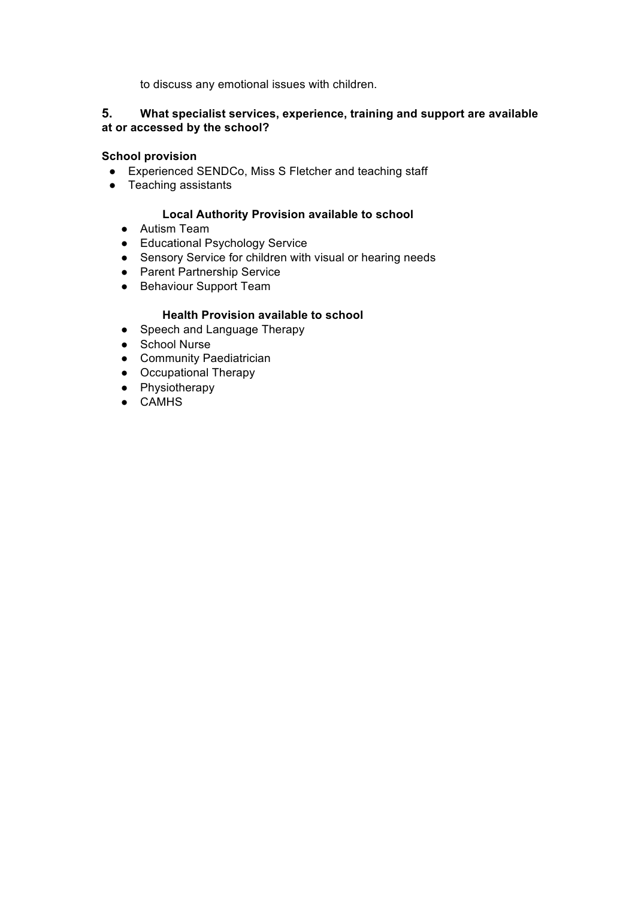to discuss any emotional issues with children.

## 5. What specialist services, experience, training and support are available at or accessed by the school?

**School provision**

- Experienced SENDCo, Miss S Fletcher and teaching staff
- Teaching assistants

**Local Authority Provision available to school**

- Autism Team
- Educational Psychology Service
- Sensory Service for children with visual or hearing needs
- Parent Partnership Service
- Behaviour Support Team

**Health Provision available to school**

- Speech and Language Therapy
- School Nurse
- Community Paediatrician
- Occupational Therapy
- Physiotherapy
- CAMHS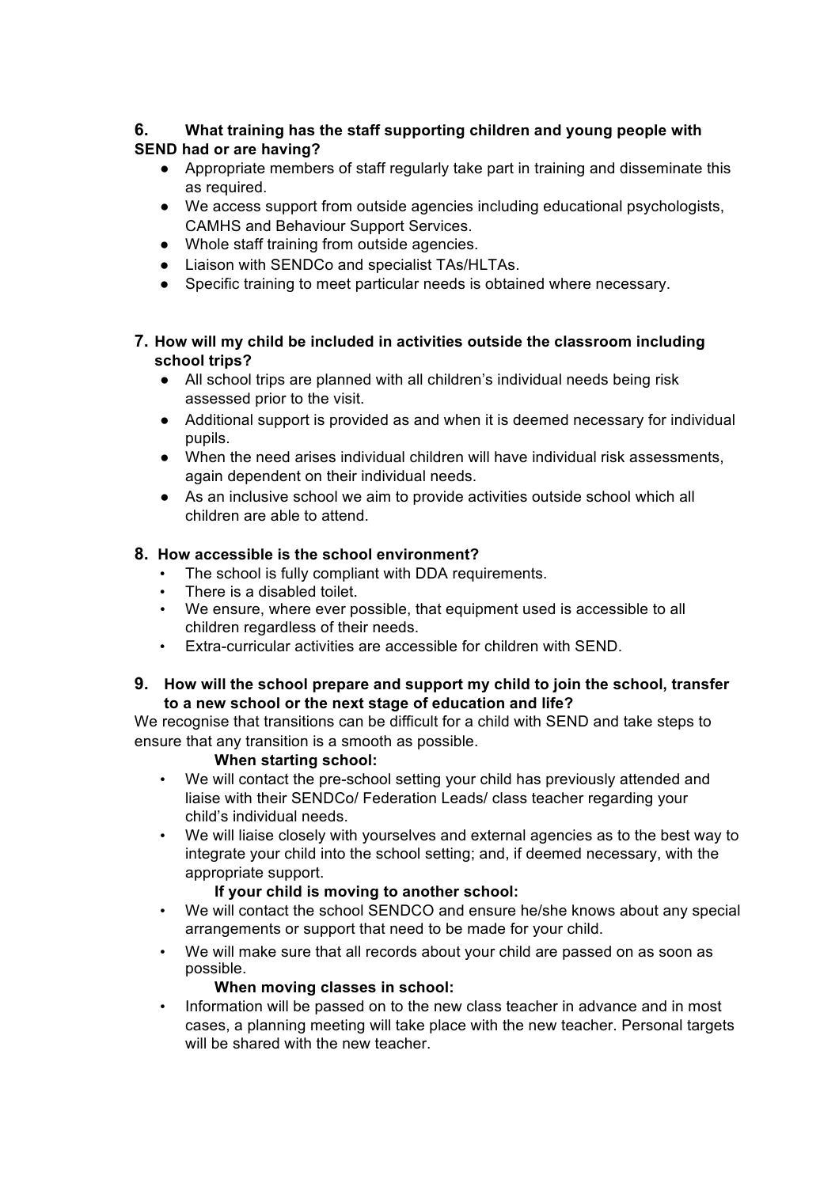## 6. What training has the staff supporting children and young people with SEND had or are having?

- Appropriate members of staff regularly take part in training and disseminate this as required.
- We access support from outside agencies including educational psychologists, CAMHS and Behaviour Support Services.
- Whole staff training from outside agencies.
- Liaison with SENDCo and specialist TAs/HLTAs.
- Specific training to meet particular needs is obtained where necessary.

## 7. How will my child be included in activities outside the classroom including school trips?

- All school trips are planned with all children's individual needs being risk assessed prior to the visit.
- Additional support is provided as and when it is deemed necessary for individual pupils.
- When the need arises individual children will have individual risk assessments, again dependent on their individual needs.
- As an inclusive school we aim to provide activities outside school which all children are able to attend.

## 8. How accessible is the school environment?

- The school is fully compliant with DDA requirements.
- There is a disabled toilet.
- We ensure, where ever possible, that equipment used is accessible to all children regardless of their needs.
- Extra-curricular activities are accessible for children with SEND.

## 9. How will the school prepare and support my child to join the school, transfer to a new school or the next stage of education and life?

We recognise that transitions can be difficult for a child with SEND and take steps to ensure that any transition is a smooth as possible.

**When starting school:**

- We will contact the pre-school setting your child has previously attended and liaise with their SENDCo/ Federation Leads/ class teacher regarding your child's individual needs.
- We will liaise closely with yourselves and external agencies as to the best way to integrate your child into the school setting; and, if deemed necessary, with the appropriate support.

**If your child is moving to another school:**

- We will contact the school SENDCO and ensure he/she knows about any special arrangements or support that need to be made for your child.
- We will make sure that all records about your child are passed on as soon as possible.

**When moving classes in school:**

- Information will be passed on to the new class teacher in advance and in most cases, a planning meeting will take place with the new teacher. Personal targets will be shared with the new teacher.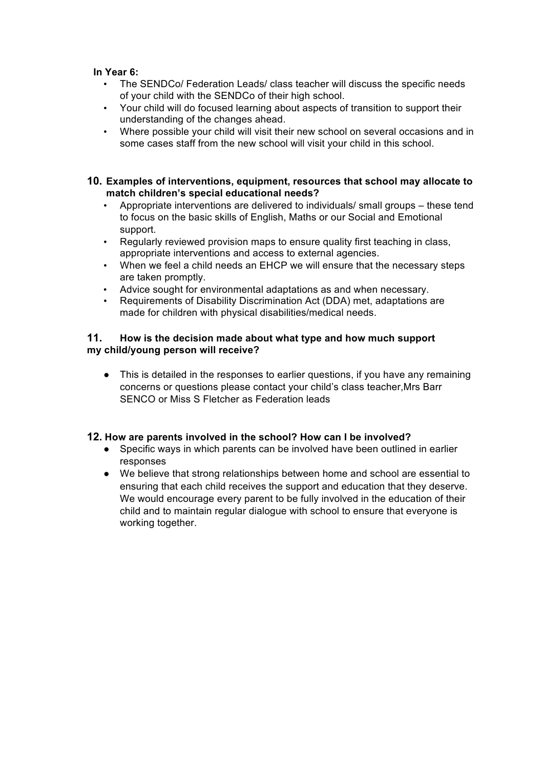**In Year 6:**

- The SENDCo/ Federation Leads/ class teacher will discuss the specific needs of your child with the SENDCo of their high school.
- Your child will do focused learning about aspects of transition to support their understanding of the changes ahead.
- Where possible your child will visit their new school on several occasions and in some cases staff from the new school will visit your child in this school.

**10. Examples of interventions, equipment, resources that school may allocate to match children's special educational needs?**

- Appropriate interventions are delivered to individuals/ small groups – these tend to focus on the basic skills of English, Maths or our Social and Emotional support.
- Regularly reviewed provision maps to ensure quality first teaching in class, appropriate interventions and access to external agencies.
- When we feel a child needs an EHCP we will ensure that the necessary steps are taken promptly.
- Advice sought for environmental adaptations as and when necessary.
- Requirements of Disability Discrimination Act (DDA) met, adaptations are made for children with physical disabilities/medical needs.

**11. How is the decision made about what type and how much support my child/young person will receive?**

- This is detailed in the responses to earlier questions, if you have any remaining concerns or questions please contact your child's class teacher,Mrs Barr SENCO or Miss S Fletcher as Federation leads

**12. How are parents involved in the school? How can I be involved?**

- Specific ways in which parents can be involved have been outlined in earlier responses
- We believe that strong relationships between home and school are essential to ensuring that each child receives the support and education that they deserve. We would encourage every parent to be fully involved in the education of their child and to maintain regular dialogue with school to ensure that everyone is working together.